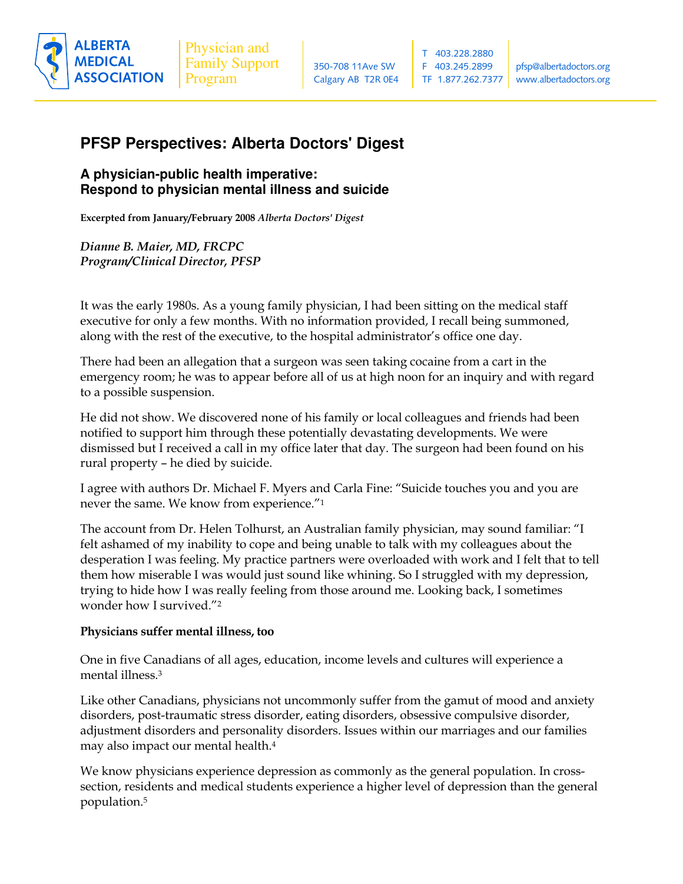ALBERTA MEDICAL ASSOCIATION | Physician and Family Support Program | 350-708 11Ave SW Calgary AB T2R 0E4 | T 403.228.2880 F 403.245.2899 TF 1.877.262.7377 | pfsp@albertadoctors.org www.albertadoctors.org

# PFSP Perspectives: Alberta Doctors' Digest

## A physician-public health imperative: Respond to physician mental illness and suicide

**Excerpted from January/February 2008 *Alberta Doctors' Digest***

***Dianne B. Maier, MD, FRCPC***
***Program/Clinical Director, PFSP***

It was the early 1980s. As a young family physician, I had been sitting on the medical staff executive for only a few months. With no information provided, I recall being summoned, along with the rest of the executive, to the hospital administrator's office one day.

There had been an allegation that a surgeon was seen taking cocaine from a cart in the emergency room; he was to appear before all of us at high noon for an inquiry and with regard to a possible suspension.

He did not show. We discovered none of his family or local colleagues and friends had been notified to support him through these potentially devastating developments. We were dismissed but I received a call in my office later that day. The surgeon had been found on his rural property – he died by suicide.

I agree with authors Dr. Michael F. Myers and Carla Fine: "Suicide touches you and you are never the same. We know from experience."[1]

The account from Dr. Helen Tolhurst, an Australian family physician, may sound familiar: "I felt ashamed of my inability to cope and being unable to talk with my colleagues about the desperation I was feeling. My practice partners were overloaded with work and I felt that to tell them how miserable I was would just sound like whining. So I struggled with my depression, trying to hide how I was really feeling from those around me. Looking back, I sometimes wonder how I survived."[2]

**Physicians suffer mental illness, too**

One in five Canadians of all ages, education, income levels and cultures will experience a mental illness.[3]

Like other Canadians, physicians not uncommonly suffer from the gamut of mood and anxiety disorders, post-traumatic stress disorder, eating disorders, obsessive compulsive disorder, adjustment disorders and personality disorders. Issues within our marriages and our families may also impact our mental health.[4]

We know physicians experience depression as commonly as the general population. In cross-section, residents and medical students experience a higher level of depression than the general population.[5]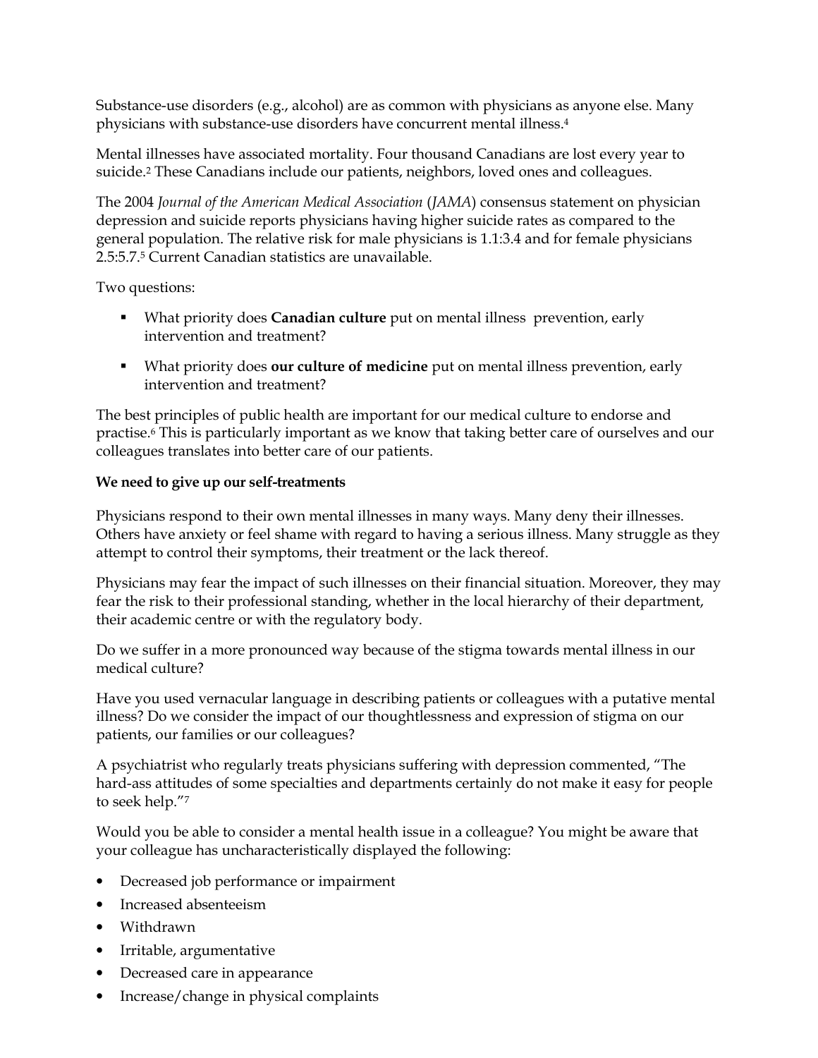Substance-use disorders (e.g., alcohol) are as common with physicians as anyone else. Many physicians with substance-use disorders have concurrent mental illness.[4]

Mental illnesses have associated mortality. Four thousand Canadians are lost every year to suicide.[2] These Canadians include our patients, neighbors, loved ones and colleagues.

The 2004 *Journal of the American Medical Association* (*JAMA*) consensus statement on physician depression and suicide reports physicians having higher suicide rates as compared to the general population. The relative risk for male physicians is 1.1:3.4 and for female physicians 2.5:5.7.[5] Current Canadian statistics are unavailable.

Two questions:

- What priority does **Canadian culture** put on mental illness prevention, early intervention and treatment?
- What priority does **our culture of medicine** put on mental illness prevention, early intervention and treatment?

The best principles of public health are important for our medical culture to endorse and practise.[6] This is particularly important as we know that taking better care of ourselves and our colleagues translates into better care of our patients.

**We need to give up our self-treatments**

Physicians respond to their own mental illnesses in many ways. Many deny their illnesses. Others have anxiety or feel shame with regard to having a serious illness. Many struggle as they attempt to control their symptoms, their treatment or the lack thereof.

Physicians may fear the impact of such illnesses on their financial situation. Moreover, they may fear the risk to their professional standing, whether in the local hierarchy of their department, their academic centre or with the regulatory body.

Do we suffer in a more pronounced way because of the stigma towards mental illness in our medical culture?

Have you used vernacular language in describing patients or colleagues with a putative mental illness? Do we consider the impact of our thoughtlessness and expression of stigma on our patients, our families or our colleagues?

A psychiatrist who regularly treats physicians suffering with depression commented, "The hard-ass attitudes of some specialties and departments certainly do not make it easy for people to seek help."[7]

Would you be able to consider a mental health issue in a colleague? You might be aware that your colleague has uncharacteristically displayed the following:

- Decreased job performance or impairment
- Increased absenteeism
- Withdrawn
- Irritable, argumentative
- Decreased care in appearance
- Increase/change in physical complaints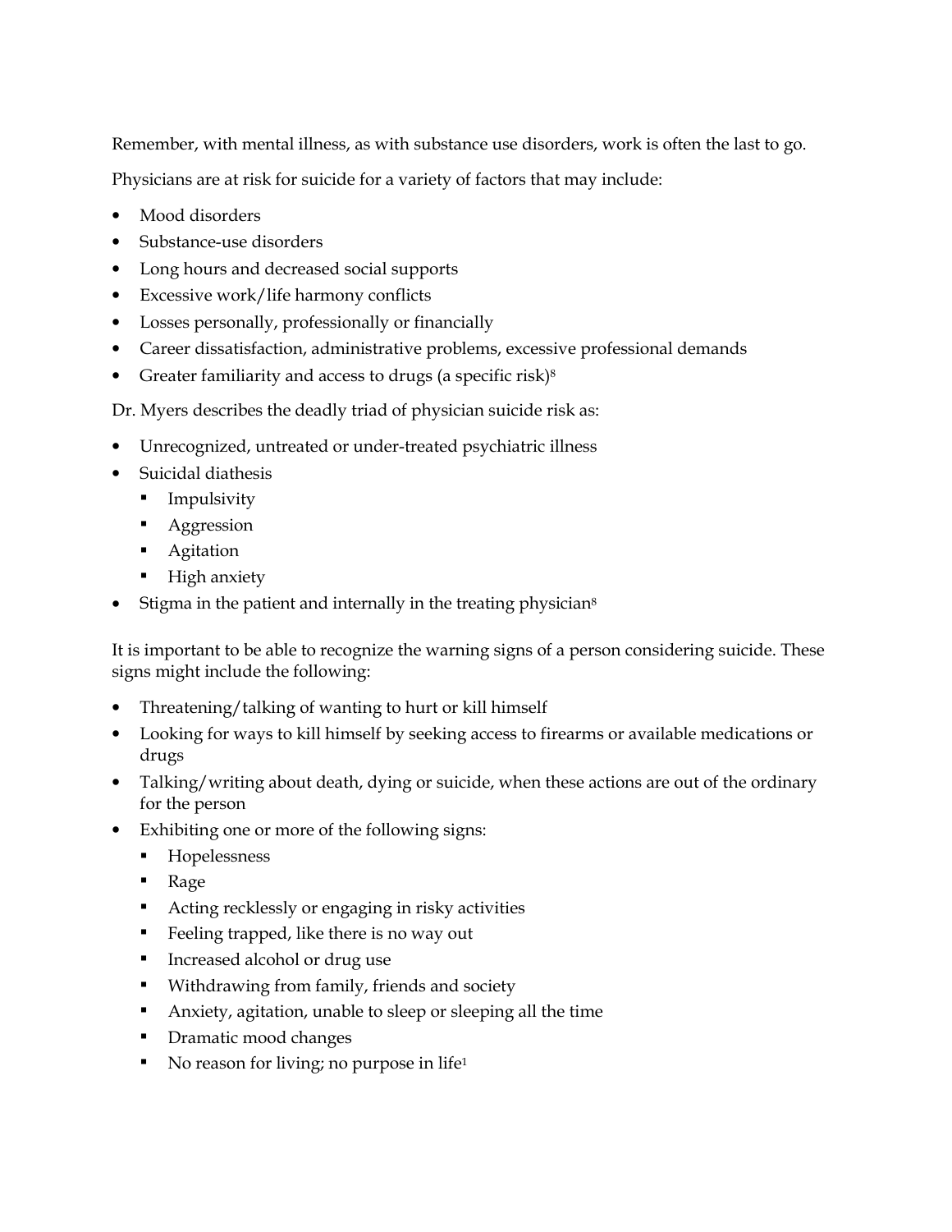Remember, with mental illness, as with substance use disorders, work is often the last to go.

Physicians are at risk for suicide for a variety of factors that may include:

- Mood disorders
- Substance-use disorders
- Long hours and decreased social supports
- Excessive work/life harmony conflicts
- Losses personally, professionally or financially
- Career dissatisfaction, administrative problems, excessive professional demands
- Greater familiarity and access to drugs (a specific risk)[8]

Dr. Myers describes the deadly triad of physician suicide risk as:

- Unrecognized, untreated or under-treated psychiatric illness
- Suicidal diathesis
  - Impulsivity
  - Aggression
  - Agitation
  - High anxiety
- Stigma in the patient and internally in the treating physician[8]

It is important to be able to recognize the warning signs of a person considering suicide. These signs might include the following:

- Threatening/talking of wanting to hurt or kill himself
- Looking for ways to kill himself by seeking access to firearms or available medications or drugs
- Talking/writing about death, dying or suicide, when these actions are out of the ordinary for the person
- Exhibiting one or more of the following signs:
  - Hopelessness
  - Rage
  - Acting recklessly or engaging in risky activities
  - Feeling trapped, like there is no way out
  - Increased alcohol or drug use
  - Withdrawing from family, friends and society
  - Anxiety, agitation, unable to sleep or sleeping all the time
  - Dramatic mood changes
  - No reason for living; no purpose in life[1]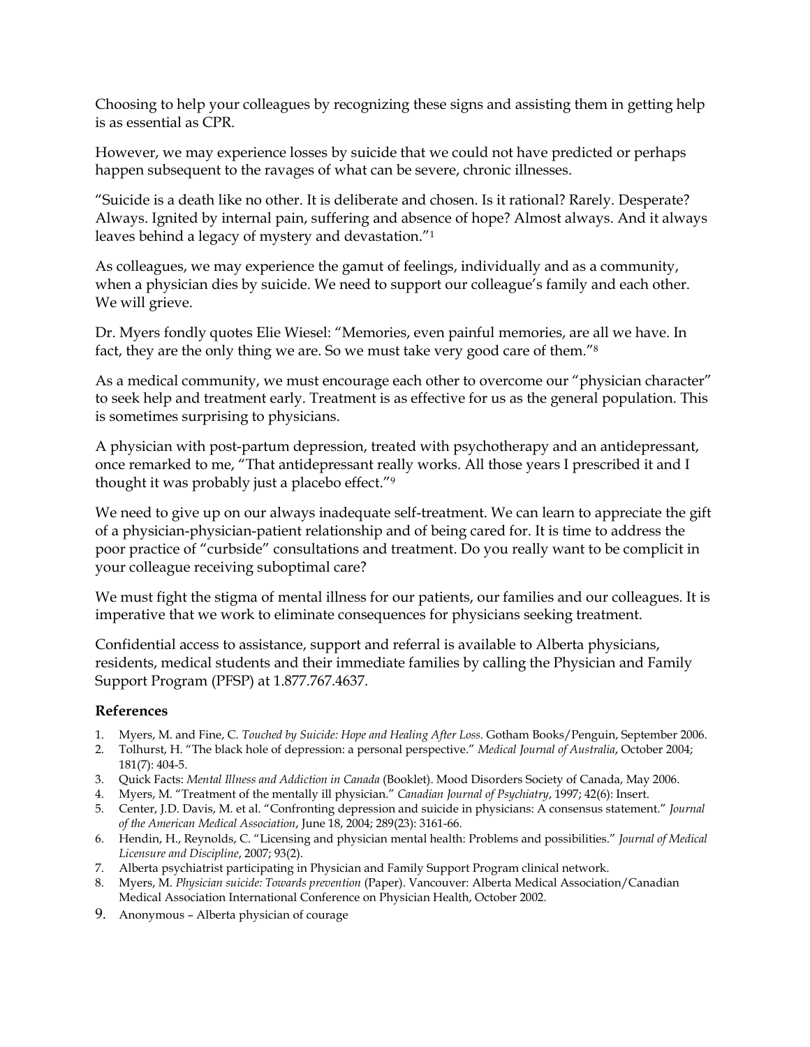Choosing to help your colleagues by recognizing these signs and assisting them in getting help is as essential as CPR.

However, we may experience losses by suicide that we could not have predicted or perhaps happen subsequent to the ravages of what can be severe, chronic illnesses.

"Suicide is a death like no other. It is deliberate and chosen. Is it rational? Rarely. Desperate? Always. Ignited by internal pain, suffering and absence of hope? Almost always. And it always leaves behind a legacy of mystery and devastation."[1]

As colleagues, we may experience the gamut of feelings, individually and as a community, when a physician dies by suicide. We need to support our colleague's family and each other. We will grieve.

Dr. Myers fondly quotes Elie Wiesel: "Memories, even painful memories, are all we have. In fact, they are the only thing we are. So we must take very good care of them."[8]

As a medical community, we must encourage each other to overcome our "physician character" to seek help and treatment early. Treatment is as effective for us as the general population. This is sometimes surprising to physicians.

A physician with post-partum depression, treated with psychotherapy and an antidepressant, once remarked to me, "That antidepressant really works. All those years I prescribed it and I thought it was probably just a placebo effect."[9]

We need to give up on our always inadequate self-treatment. We can learn to appreciate the gift of a physician-physician-patient relationship and of being cared for. It is time to address the poor practice of "curbside" consultations and treatment. Do you really want to be complicit in your colleague receiving suboptimal care?

We must fight the stigma of mental illness for our patients, our families and our colleagues. It is imperative that we work to eliminate consequences for physicians seeking treatment.

Confidential access to assistance, support and referral is available to Alberta physicians, residents, medical students and their immediate families by calling the Physician and Family Support Program (PFSP) at 1.877.767.4637.

**References**

1. Myers, M. and Fine, C. *Touched by Suicide: Hope and Healing After Loss*. Gotham Books/Penguin, September 2006.
2. Tolhurst, H. "The black hole of depression: a personal perspective." *Medical Journal of Australia*, October 2004; 181(7): 404-5.
3. Quick Facts: *Mental Illness and Addiction in Canada* (Booklet). Mood Disorders Society of Canada, May 2006.
4. Myers, M. "Treatment of the mentally ill physician." *Canadian Journal of Psychiatry*, 1997; 42(6): Insert.
5. Center, J.D. Davis, M. et al. "Confronting depression and suicide in physicians: A consensus statement." *Journal of the American Medical Association*, June 18, 2004; 289(23): 3161-66.
6. Hendin, H., Reynolds, C. "Licensing and physician mental health: Problems and possibilities." *Journal of Medical Licensure and Discipline*, 2007; 93(2).
7. Alberta psychiatrist participating in Physician and Family Support Program clinical network.
8. Myers, M. *Physician suicide: Towards prevention* (Paper). Vancouver: Alberta Medical Association/Canadian Medical Association International Conference on Physician Health, October 2002.
9. Anonymous – Alberta physician of courage